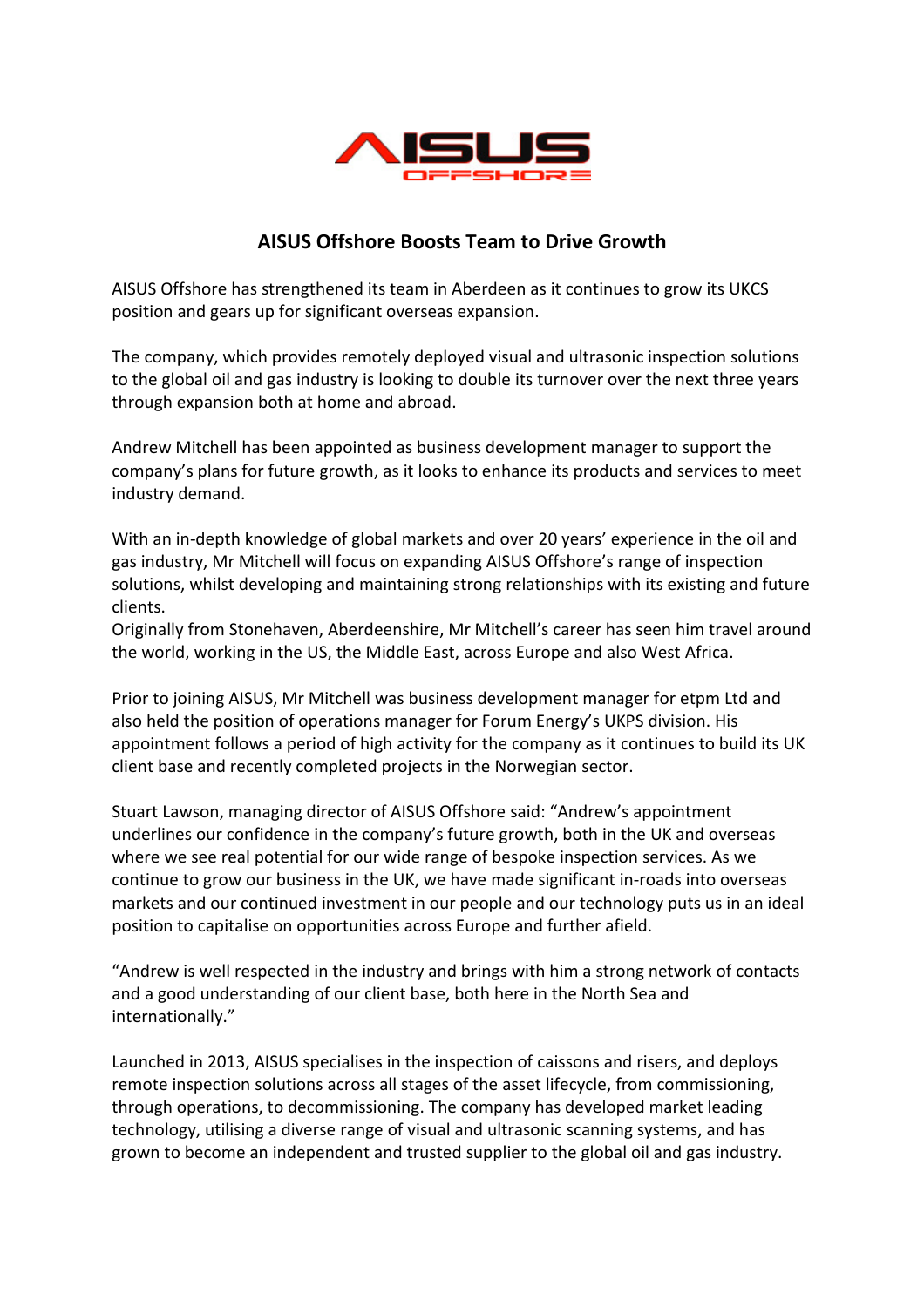AISUS OFFSHORE

# AISUS Offshore Boosts Team to Drive Growth

AISUS Offshore has strengthened its team in Aberdeen as it continues to grow its UKCS position and gears up for significant overseas expansion.

The company, which provides remotely deployed visual and ultrasonic inspection solutions to the global oil and gas industry is looking to double its turnover over the next three years through expansion both at home and abroad.

Andrew Mitchell has been appointed as business development manager to support the company's plans for future growth, as it looks to enhance its products and services to meet industry demand.

With an in-depth knowledge of global markets and over 20 years' experience in the oil and gas industry, Mr Mitchell will focus on expanding AISUS Offshore's range of inspection solutions, whilst developing and maintaining strong relationships with its existing and future clients.
Originally from Stonehaven, Aberdeenshire, Mr Mitchell's career has seen him travel around the world, working in the US, the Middle East, across Europe and also West Africa.

Prior to joining AISUS, Mr Mitchell was business development manager for etpm Ltd and also held the position of operations manager for Forum Energy's UKPS division. His appointment follows a period of high activity for the company as it continues to build its UK client base and recently completed projects in the Norwegian sector.

Stuart Lawson, managing director of AISUS Offshore said: "Andrew's appointment underlines our confidence in the company's future growth, both in the UK and overseas where we see real potential for our wide range of bespoke inspection services. As we continue to grow our business in the UK, we have made significant in-roads into overseas markets and our continued investment in our people and our technology puts us in an ideal position to capitalise on opportunities across Europe and further afield.

"Andrew is well respected in the industry and brings with him a strong network of contacts and a good understanding of our client base, both here in the North Sea and internationally."

Launched in 2013, AISUS specialises in the inspection of caissons and risers, and deploys remote inspection solutions across all stages of the asset lifecycle, from commissioning, through operations, to decommissioning. The company has developed market leading technology, utilising a diverse range of visual and ultrasonic scanning systems, and has grown to become an independent and trusted supplier to the global oil and gas industry.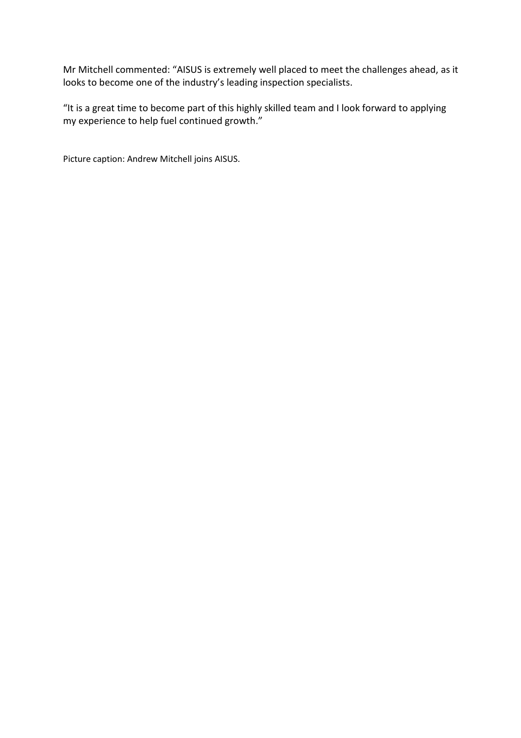Mr Mitchell commented: “AISUS is extremely well placed to meet the challenges ahead, as it looks to become one of the industry’s leading inspection specialists.

“It is a great time to become part of this highly skilled team and I look forward to applying my experience to help fuel continued growth.”

Picture caption: Andrew Mitchell joins AISUS.